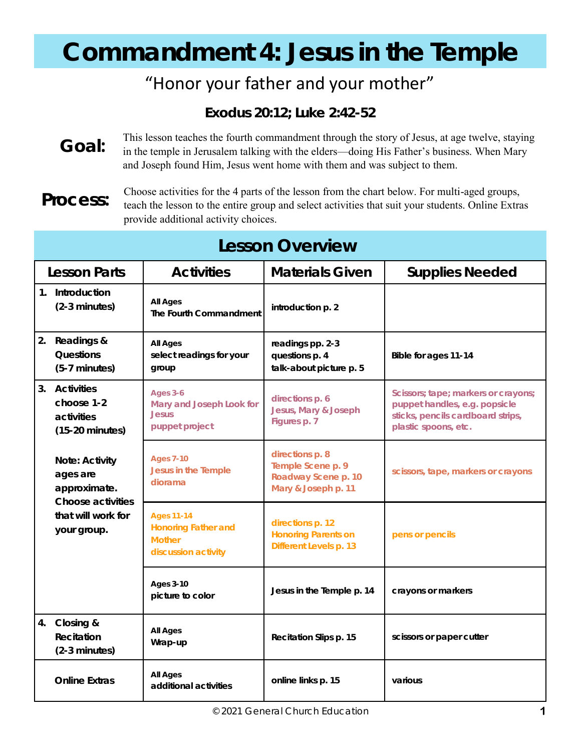# Commandment 4: Jesus in the Temple

“Honor your father and your mother”

**Exodus 20:12; Luke 2:42-52**

**Goal:** This lesson teaches the fourth commandment through the story of Jesus, at age twelve, staying in the temple in Jerusalem talking with the elders—doing His Father’s business. When Mary and Joseph found Him, Jesus went home with them and was subject to them.

**Process:** Choose activities for the 4 parts of the lesson from the chart below. For multi-aged groups, teach the lesson to the entire group and select activities that suit your students. Online Extras provide additional activity choices.

## Lesson Overview

| Lesson Parts | Activities | Materials Given | Supplies Needed |
|---|---|---|---|
| 1. Introduction (2-3 minutes) | All Ages<br>The Fourth Commandment | introduction p. 2 | |
| 2. Readings & Questions (5-7 minutes) | All Ages<br>select readings for your group | readings pp. 2-3<br>questions p. 4<br>talk-about picture p. 5 | Bible for ages 11-14 |
| 3. Activities choose 1-2 activities (15-20 minutes)<br><br>Note: Activity ages are approximate. Choose activities that will work for your group. | Ages 3-6<br>Mary and Joseph Look for Jesus<br>puppet project | directions p. 6<br>Jesus, Mary & Joseph Figures p. 7 | Scissors; tape; markers or crayons; puppet handles, e.g. popsicle sticks, pencils cardboard strips, plastic spoons, etc. |
| | Ages 7-10<br>Jesus in the Temple diorama | directions p. 8<br>Temple Scene p. 9<br>Roadway Scene p. 10<br>Mary & Joseph p. 11 | scissors, tape, markers or crayons |
| | Ages 11-14<br>Honoring Father and Mother<br>discussion activity | directions p. 12<br>Honoring Parents on Different Levels p. 13 | pens or pencils |
| | Ages 3-10<br>picture to color | Jesus in the Temple p. 14 | crayons or markers |
| 4. Closing & Recitation (2-3 minutes) | All Ages<br>Wrap-up | Recitation Slips p. 15 | scissors or paper cutter |
| Online Extras | All Ages<br>additional activities | online links p. 15 | various |

© 2021 General Church Education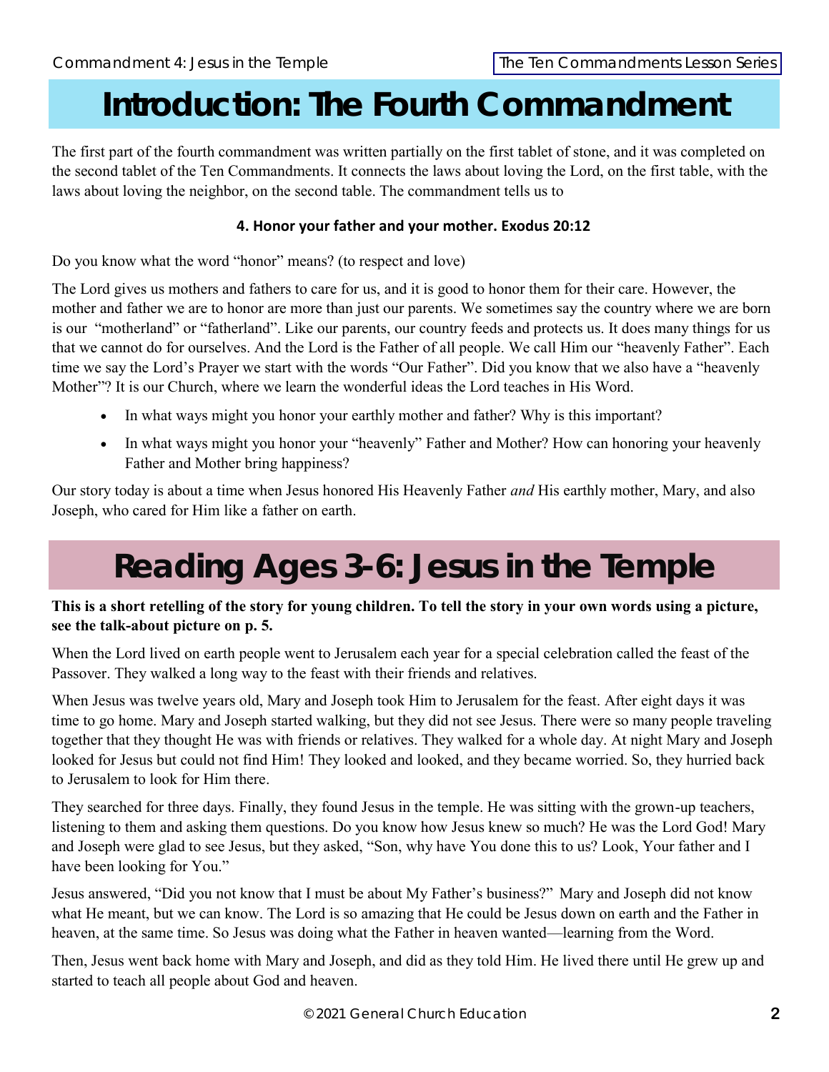# Introduction: The Fourth Commandment

The first part of the fourth commandment was written partially on the first tablet of stone, and it was completed on the second tablet of the Ten Commandments. It connects the laws about loving the Lord, on the first table, with the laws about loving the neighbor, on the second table. The commandment tells us to

**4. Honor your father and your mother. Exodus 20:12**

Do you know what the word "honor" means? (to respect and love)

The Lord gives us mothers and fathers to care for us, and it is good to honor them for their care. However, the mother and father we are to honor are more than just our parents. We sometimes say the country where we are born is our "motherland" or "fatherland". Like our parents, our country feeds and protects us. It does many things for us that we cannot do for ourselves. And the Lord is the Father of all people. We call Him our "heavenly Father". Each time we say the Lord's Prayer we start with the words "Our Father". Did you know that we also have a "heavenly Mother"? It is our Church, where we learn the wonderful ideas the Lord teaches in His Word.

- In what ways might you honor your earthly mother and father? Why is this important?
- In what ways might you honor your "heavenly" Father and Mother? How can honoring your heavenly Father and Mother bring happiness?

Our story today is about a time when Jesus honored His Heavenly Father *and* His earthly mother, Mary, and also Joseph, who cared for Him like a father on earth.

# Reading Ages 3-6: Jesus in the Temple

**This is a short retelling of the story for young children. To tell the story in your own words using a picture, see the talk-about picture on p. 5.**

When the Lord lived on earth people went to Jerusalem each year for a special celebration called the feast of the Passover. They walked a long way to the feast with their friends and relatives.

When Jesus was twelve years old, Mary and Joseph took Him to Jerusalem for the feast. After eight days it was time to go home. Mary and Joseph started walking, but they did not see Jesus. There were so many people traveling together that they thought He was with friends or relatives. They walked for a whole day. At night Mary and Joseph looked for Jesus but could not find Him! They looked and looked, and they became worried. So, they hurried back to Jerusalem to look for Him there.

They searched for three days. Finally, they found Jesus in the temple. He was sitting with the grown-up teachers, listening to them and asking them questions. Do you know how Jesus knew so much? He was the Lord God! Mary and Joseph were glad to see Jesus, but they asked, "Son, why have You done this to us? Look, Your father and I have been looking for You."

Jesus answered, "Did you not know that I must be about My Father's business?" Mary and Joseph did not know what He meant, but we can know. The Lord is so amazing that He could be Jesus down on earth and the Father in heaven, at the same time. So Jesus was doing what the Father in heaven wanted—learning from the Word.

Then, Jesus went back home with Mary and Joseph, and did as they told Him. He lived there until He grew up and started to teach all people about God and heaven.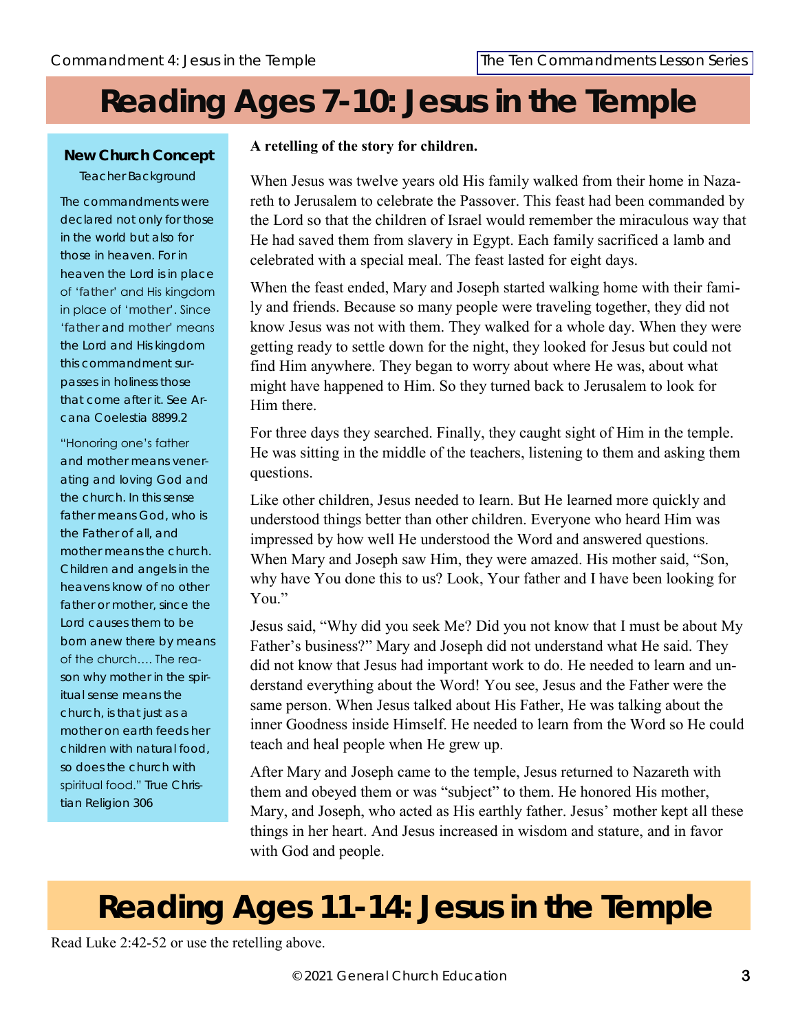# Reading Ages 7-10: Jesus in the Temple

**New Church Concept**

Teacher Background

The commandments were declared not only for those in the world but also for those in heaven. For in heaven the Lord is in place of 'father' and His kingdom in place of 'mother'. Since 'father and mother' means the Lord and His kingdom this commandment surpasses in holiness those that come after it. See Arcana Coelestia 8899.2

"Honoring one's father and mother means venerating and loving God and the church. In this sense father means God, who is the Father of all, and mother means the church. Children and angels in the heavens know of no other father or mother, since the Lord causes them to be born anew there by means of the church.... The reason why mother in the spiritual sense means the church, is that just as a mother on earth feeds her children with natural food, so does the church with spiritual food." True Christian Religion 306

**A retelling of the story for children.**

When Jesus was twelve years old His family walked from their home in Nazareth to Jerusalem to celebrate the Passover. This feast had been commanded by the Lord so that the children of Israel would remember the miraculous way that He had saved them from slavery in Egypt. Each family sacrificed a lamb and celebrated with a special meal. The feast lasted for eight days.

When the feast ended, Mary and Joseph started walking home with their family and friends. Because so many people were traveling together, they did not know Jesus was not with them. They walked for a whole day. When they were getting ready to settle down for the night, they looked for Jesus but could not find Him anywhere. They began to worry about where He was, about what might have happened to Him. So they turned back to Jerusalem to look for Him there.

For three days they searched. Finally, they caught sight of Him in the temple. He was sitting in the middle of the teachers, listening to them and asking them questions.

Like other children, Jesus needed to learn. But He learned more quickly and understood things better than other children. Everyone who heard Him was impressed by how well He understood the Word and answered questions. When Mary and Joseph saw Him, they were amazed. His mother said, "Son, why have You done this to us? Look, Your father and I have been looking for You."

Jesus said, "Why did you seek Me? Did you not know that I must be about My Father's business?" Mary and Joseph did not understand what He said. They did not know that Jesus had important work to do. He needed to learn and understand everything about the Word! You see, Jesus and the Father were the same person. When Jesus talked about His Father, He was talking about the inner Goodness inside Himself. He needed to learn from the Word so He could teach and heal people when He grew up.

After Mary and Joseph came to the temple, Jesus returned to Nazareth with them and obeyed them or was "subject" to them. He honored His mother, Mary, and Joseph, who acted as His earthly father. Jesus' mother kept all these things in her heart. And Jesus increased in wisdom and stature, and in favor with God and people.

# Reading Ages 11-14: Jesus in the Temple

Read Luke 2:42-52 or use the retelling above.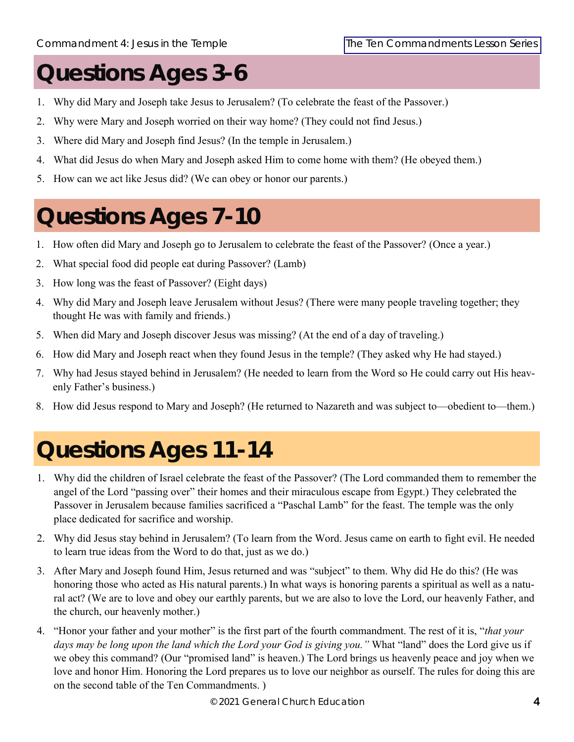# Questions Ages 3-6

1. Why did Mary and Joseph take Jesus to Jerusalem? (To celebrate the feast of the Passover.)
2. Why were Mary and Joseph worried on their way home? (They could not find Jesus.)
3. Where did Mary and Joseph find Jesus? (In the temple in Jerusalem.)
4. What did Jesus do when Mary and Joseph asked Him to come home with them? (He obeyed them.)
5. How can we act like Jesus did? (We can obey or honor our parents.)

# Questions Ages 7-10

1. How often did Mary and Joseph go to Jerusalem to celebrate the feast of the Passover? (Once a year.)
2. What special food did people eat during Passover? (Lamb)
3. How long was the feast of Passover? (Eight days)
4. Why did Mary and Joseph leave Jerusalem without Jesus? (There were many people traveling together; they thought He was with family and friends.)
5. When did Mary and Joseph discover Jesus was missing? (At the end of a day of traveling.)
6. How did Mary and Joseph react when they found Jesus in the temple? (They asked why He had stayed.)
7. Why had Jesus stayed behind in Jerusalem? (He needed to learn from the Word so He could carry out His heavenly Father's business.)
8. How did Jesus respond to Mary and Joseph? (He returned to Nazareth and was subject to—obedient to—them.)

# Questions Ages 11-14

1. Why did the children of Israel celebrate the feast of the Passover? (The Lord commanded them to remember the angel of the Lord "passing over" their homes and their miraculous escape from Egypt.) They celebrated the Passover in Jerusalem because families sacrificed a "Paschal Lamb" for the feast. The temple was the only place dedicated for sacrifice and worship.
2. Why did Jesus stay behind in Jerusalem? (To learn from the Word. Jesus came on earth to fight evil. He needed to learn true ideas from the Word to do that, just as we do.)
3. After Mary and Joseph found Him, Jesus returned and was "subject" to them. Why did He do this? (He was honoring those who acted as His natural parents.) In what ways is honoring parents a spiritual as well as a natural act? (We are to love and obey our earthly parents, but we are also to love the Lord, our heavenly Father, and the church, our heavenly mother.)
4. "Honor your father and your mother" is the first part of the fourth commandment. The rest of it is, "*that your days may be long upon the land which the Lord your God is giving you.*" What "land" does the Lord give us if we obey this command? (Our "promised land" is heaven.) The Lord brings us heavenly peace and joy when we love and honor Him. Honoring the Lord prepares us to love our neighbor as ourself. The rules for doing this are on the second table of the Ten Commandments. )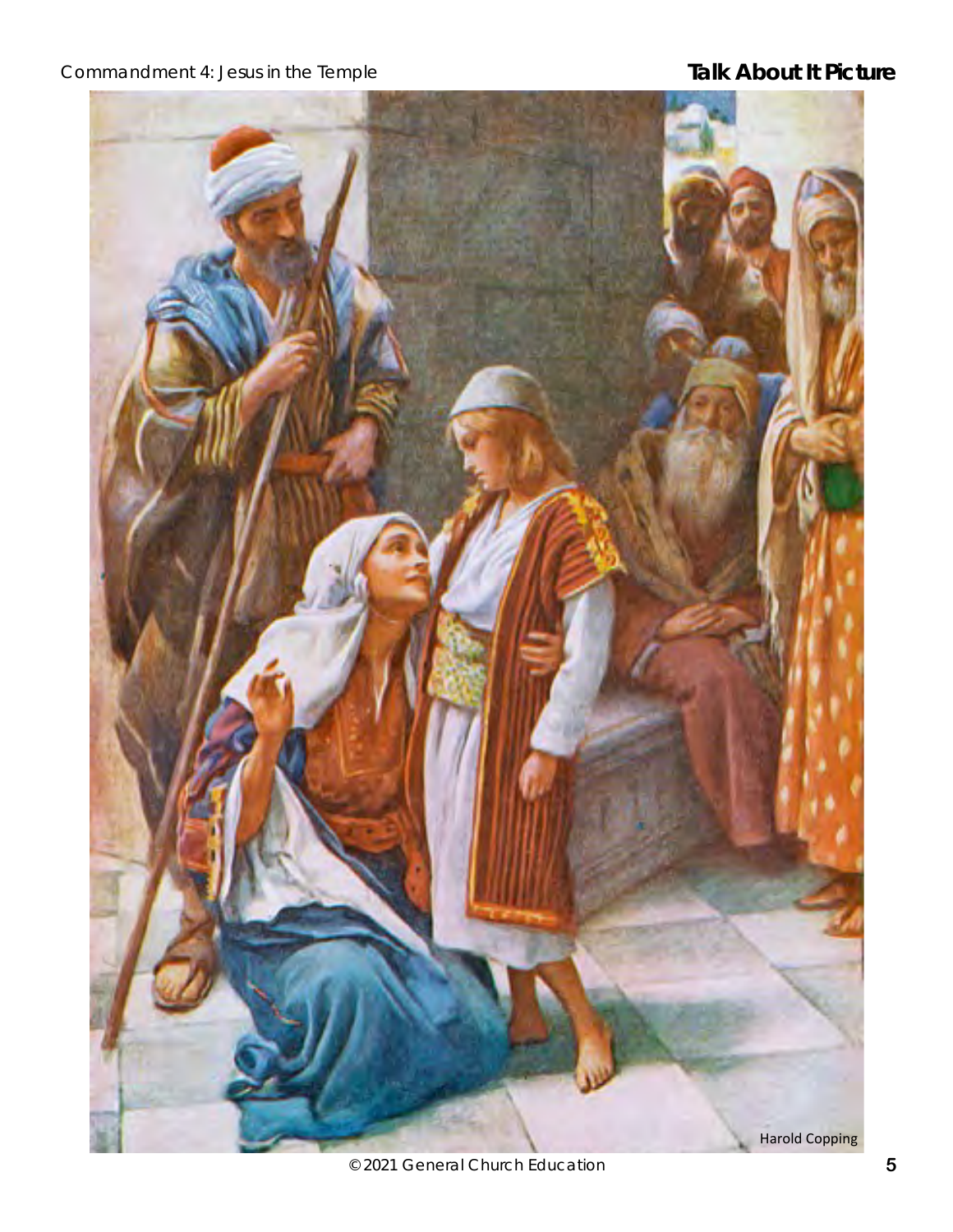# Talk About It Picture

Harold Copping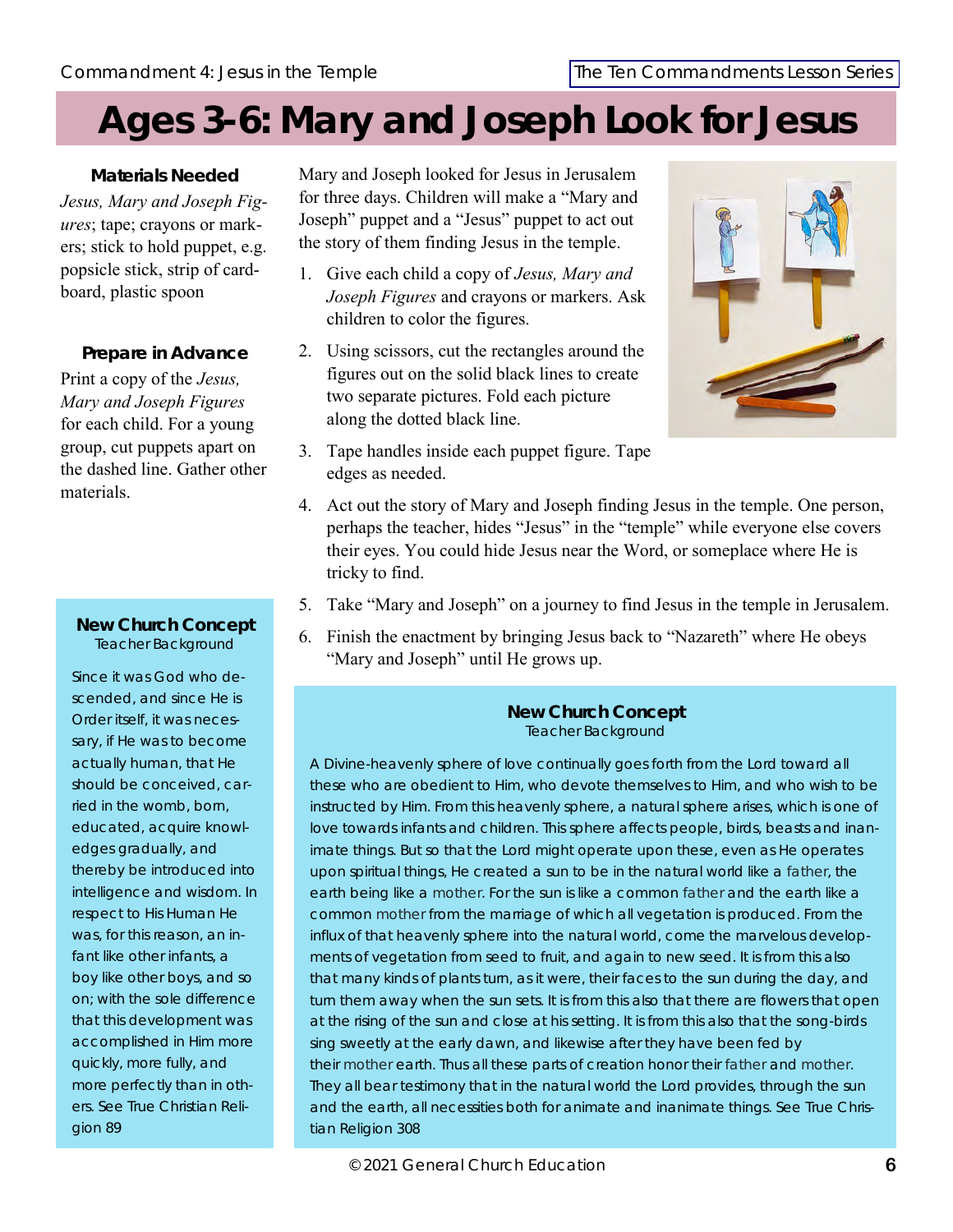# Ages 3-6: Mary and Joseph Look for Jesus

### Materials Needed

*Jesus, Mary and Joseph Figures*; tape; crayons or markers; stick to hold puppet, e.g. popsicle stick, strip of cardboard, plastic spoon

### Prepare in Advance

Print a copy of the *Jesus, Mary and Joseph Figures* for each child. For a young group, cut puppets apart on the dashed line. Gather other materials.

Mary and Joseph looked for Jesus in Jerusalem for three days. Children will make a "Mary and Joseph" puppet and a "Jesus" puppet to act out the story of them finding Jesus in the temple.

1. Give each child a copy of *Jesus, Mary and Joseph Figures* and crayons or markers. Ask children to color the figures.
2. Using scissors, cut the rectangles around the figures out on the solid black lines to create two separate pictures. Fold each picture along the dotted black line.
3. Tape handles inside each puppet figure. Tape edges as needed.
4. Act out the story of Mary and Joseph finding Jesus in the temple. One person, perhaps the teacher, hides "Jesus" in the "temple" while everyone else covers their eyes. You could hide Jesus near the Word, or someplace where He is tricky to find.
5. Take "Mary and Joseph" on a journey to find Jesus in the temple in Jerusalem.
6. Finish the enactment by bringing Jesus back to "Nazareth" where He obeys "Mary and Joseph" until He grows up.

### New Church Concept
Teacher Background

Since it was God who descended, and since He is Order itself, it was necessary, if He was to become actually human, that He should be conceived, carried in the womb, born, educated, acquire knowledges gradually, and thereby be introduced into intelligence and wisdom. In respect to His Human He was, for this reason, an infant like other infants, a boy like other boys, and so on; with the sole difference that this development was accomplished in Him more quickly, more fully, and more perfectly than in others. See True Christian Religion 89

### New Church Concept
Teacher Background

A Divine-heavenly sphere of love continually goes forth from the Lord toward all these who are obedient to Him, who devote themselves to Him, and who wish to be instructed by Him. From this heavenly sphere, a natural sphere arises, which is one of love towards infants and children. This sphere affects people, birds, beasts and inanimate things. But so that the Lord might operate upon these, even as He operates upon spiritual things, He created a sun to be in the natural world like a father, the earth being like a mother. For the sun is like a common father and the earth like a common mother from the marriage of which all vegetation is produced. From the influx of that heavenly sphere into the natural world, come the marvelous developments of vegetation from seed to fruit, and again to new seed. It is from this also that many kinds of plants turn, as it were, their faces to the sun during the day, and turn them away when the sun sets. It is from this also that there are flowers that open at the rising of the sun and close at his setting. It is from this also that the song-birds sing sweetly at the early dawn, and likewise after they have been fed by their mother earth. Thus all these parts of creation honor their father and mother. They all bear testimony that in the natural world the Lord provides, through the sun and the earth, all necessities both for animate and inanimate things. See True Christian Religion 308

© 2021 General Church Education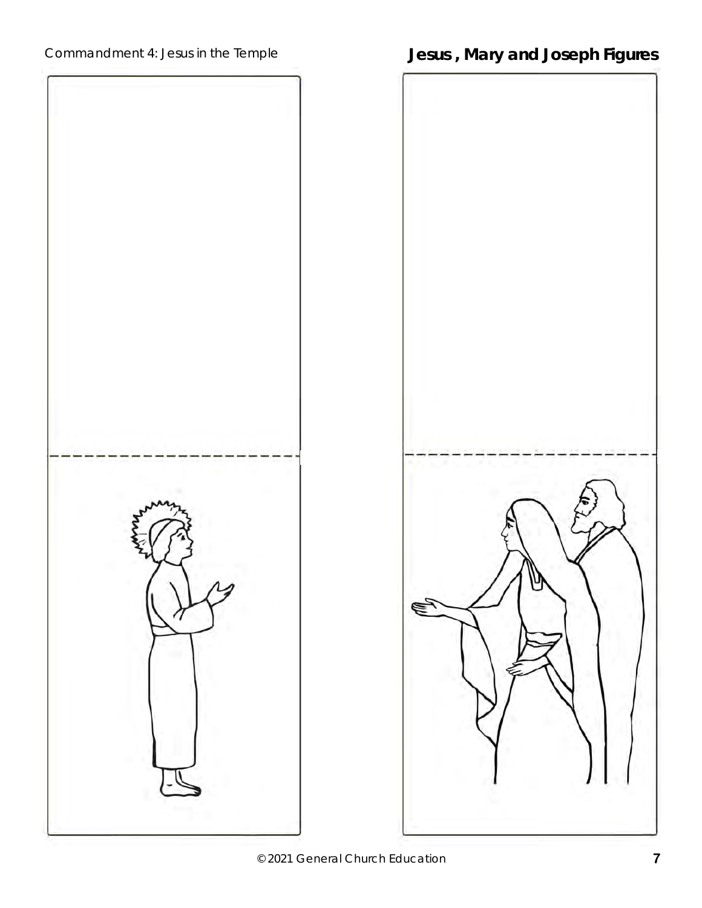Commandment 4: Jesus in the Temple

## Jesus , Mary and Joseph Figures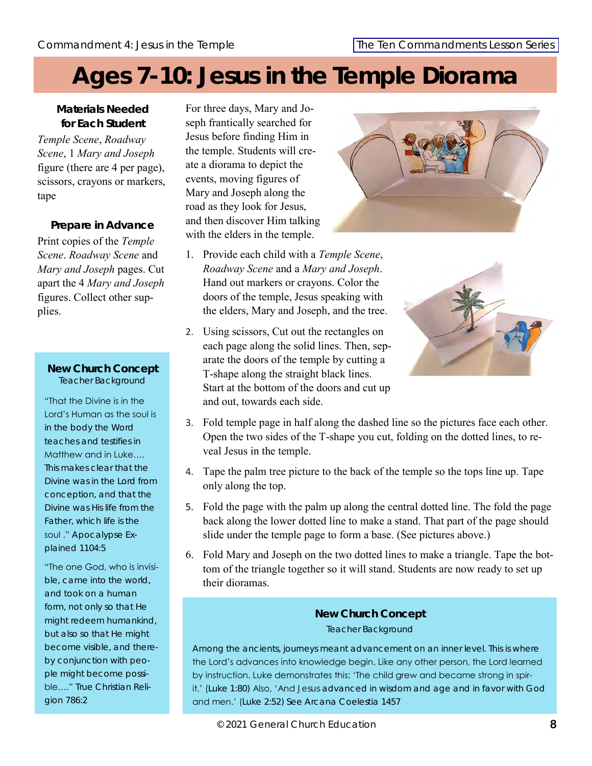# Ages 7-10: Jesus in the Temple Diorama

**Materials Needed for Each Student**

*Temple Scene*, *Roadway Scene*, 1 *Mary and Joseph* figure (there are 4 per page), scissors, crayons or markers, tape

**Prepare in Advance**

Print copies of the *Temple Scene*. *Roadway Scene* and *Mary and Joseph* pages. Cut apart the 4 *Mary and Joseph* figures. Collect other supplies.

**New Church Concept**
Teacher Background

"That the Divine is in the Lord's Human as the soul is in the body the Word teaches and testifies in Matthew and in Luke.... This makes clear that the Divine was in the Lord from conception, and that the Divine was His life from the Father, which life is the soul ." Apocalypse Explained 1104:5

"The one God, who is invisible, came into the world, and took on a human form, not only so that He might redeem humankind, but also so that He might become visible, and thereby conjunction with people might become possible...." True Christian Religion 786:2

For three days, Mary and Joseph frantically searched for Jesus before finding Him in the temple. Students will create a diorama to depict the events, moving figures of Mary and Joseph along the road as they look for Jesus, and then discover Him talking with the elders in the temple.

1. Provide each child with a *Temple Scene*, *Roadway Scene* and a *Mary and Joseph*. Hand out markers or crayons. Color the doors of the temple, Jesus speaking with the elders, Mary and Joseph, and the tree.
2. Using scissors, Cut out the rectangles on each page along the solid lines. Then, separate the doors of the temple by cutting a T-shape along the straight black lines. Start at the bottom of the doors and cut up and out, towards each side.
3. Fold temple page in half along the dashed line so the pictures face each other. Open the two sides of the T-shape you cut, folding on the dotted lines, to reveal Jesus in the temple.
4. Tape the palm tree picture to the back of the temple so the tops line up. Tape only along the top.
5. Fold the page with the palm up along the central dotted line. The fold the page back along the lower dotted line to make a stand. That part of the page should slide under the temple page to form a base. (See pictures above.)
6. Fold Mary and Joseph on the two dotted lines to make a triangle. Tape the bottom of the triangle together so it will stand. Students are now ready to set up their dioramas.

**New Church Concept**
Teacher Background

Among the ancients, journeys meant advancement on an inner level. This is where the Lord's advances into knowledge begin. Like any other person, the Lord learned by instruction. Luke demonstrates this: 'The child grew and became strong in spirit.' (Luke 1:80) Also, 'And Jesus advanced in wisdom and age and in favor with God and men.' (Luke 2:52) See Arcana Coelestia 1457

© 2021 General Church Education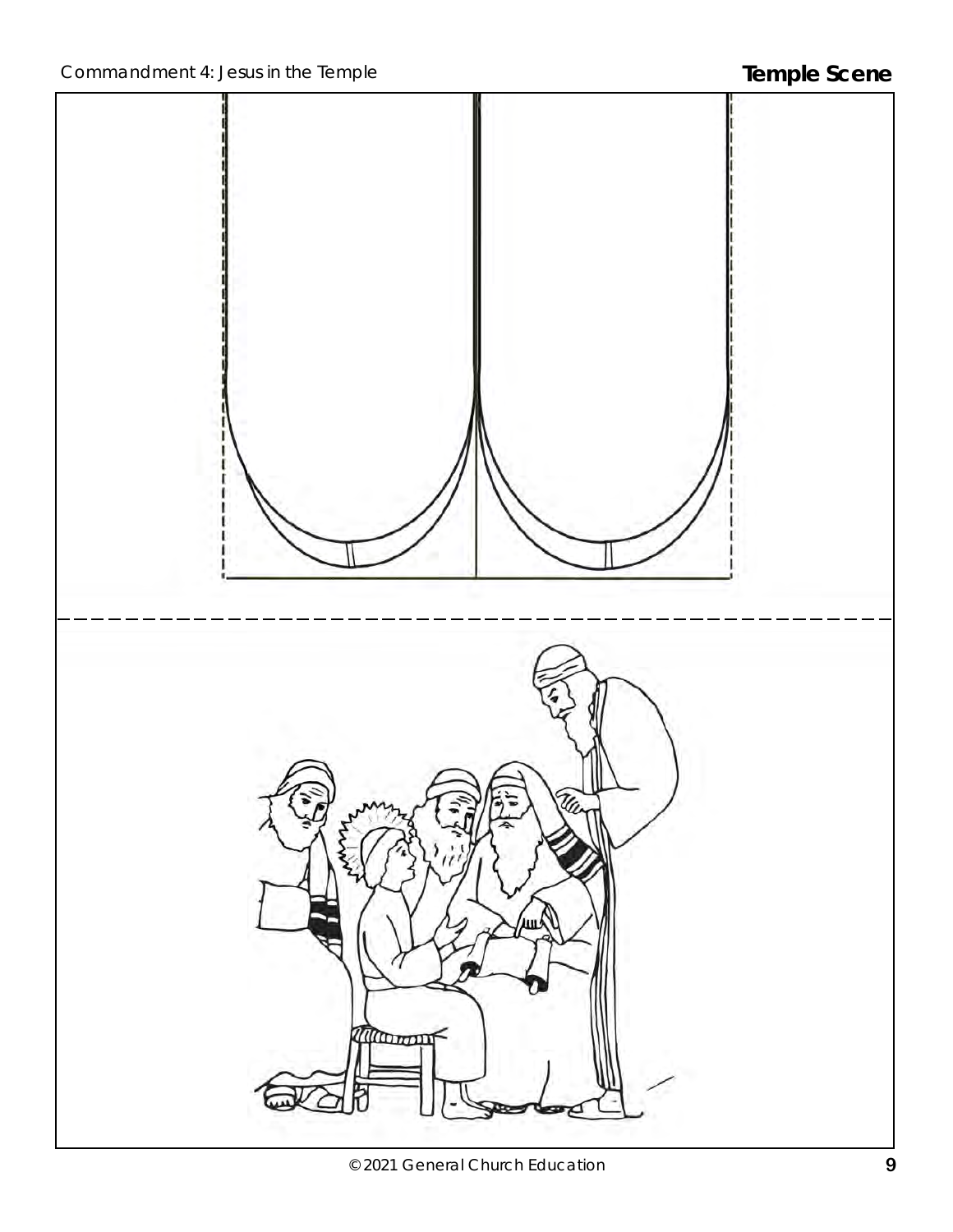Commandment 4: Jesus in the Temple

## Temple Scene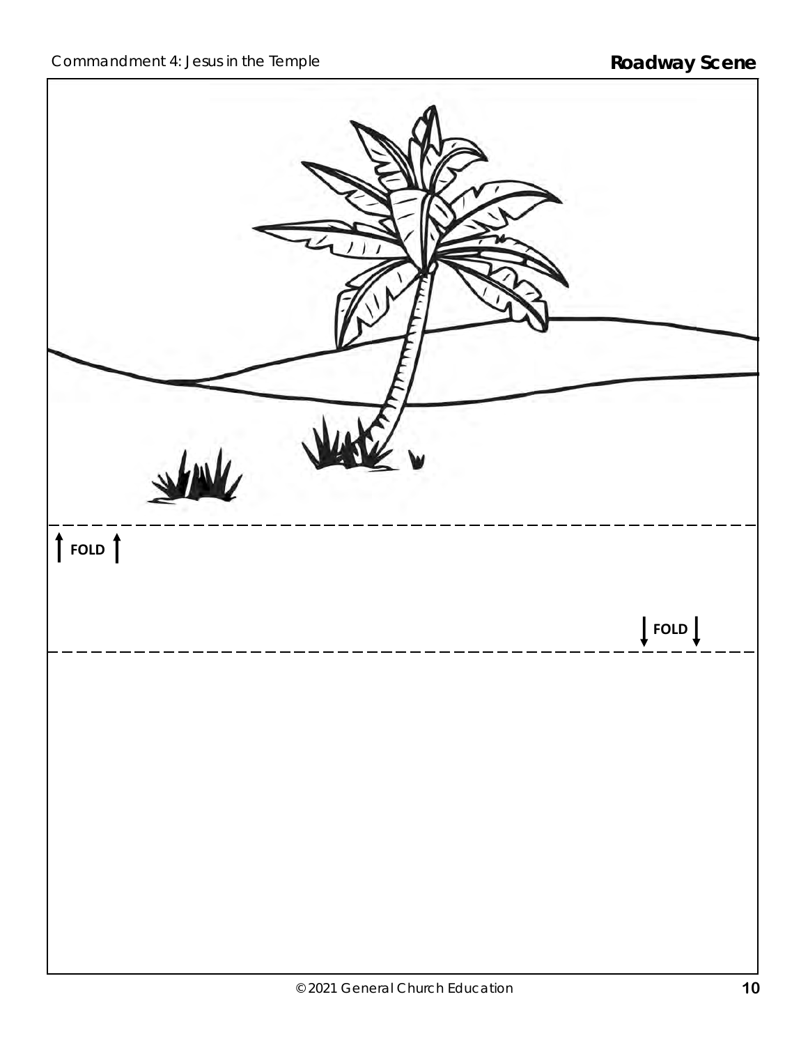## Roadway Scene

FOLD

FOLD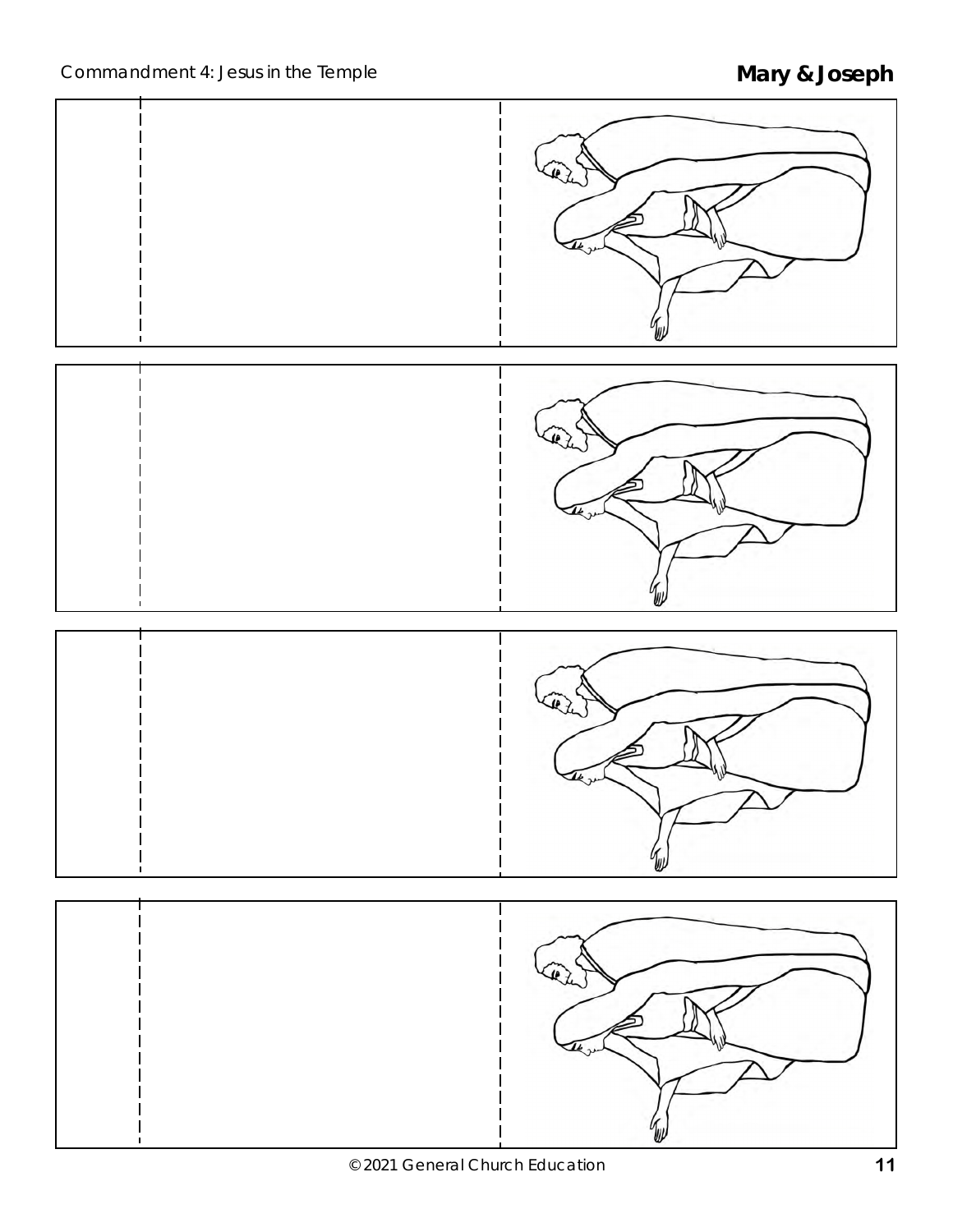# Mary & Joseph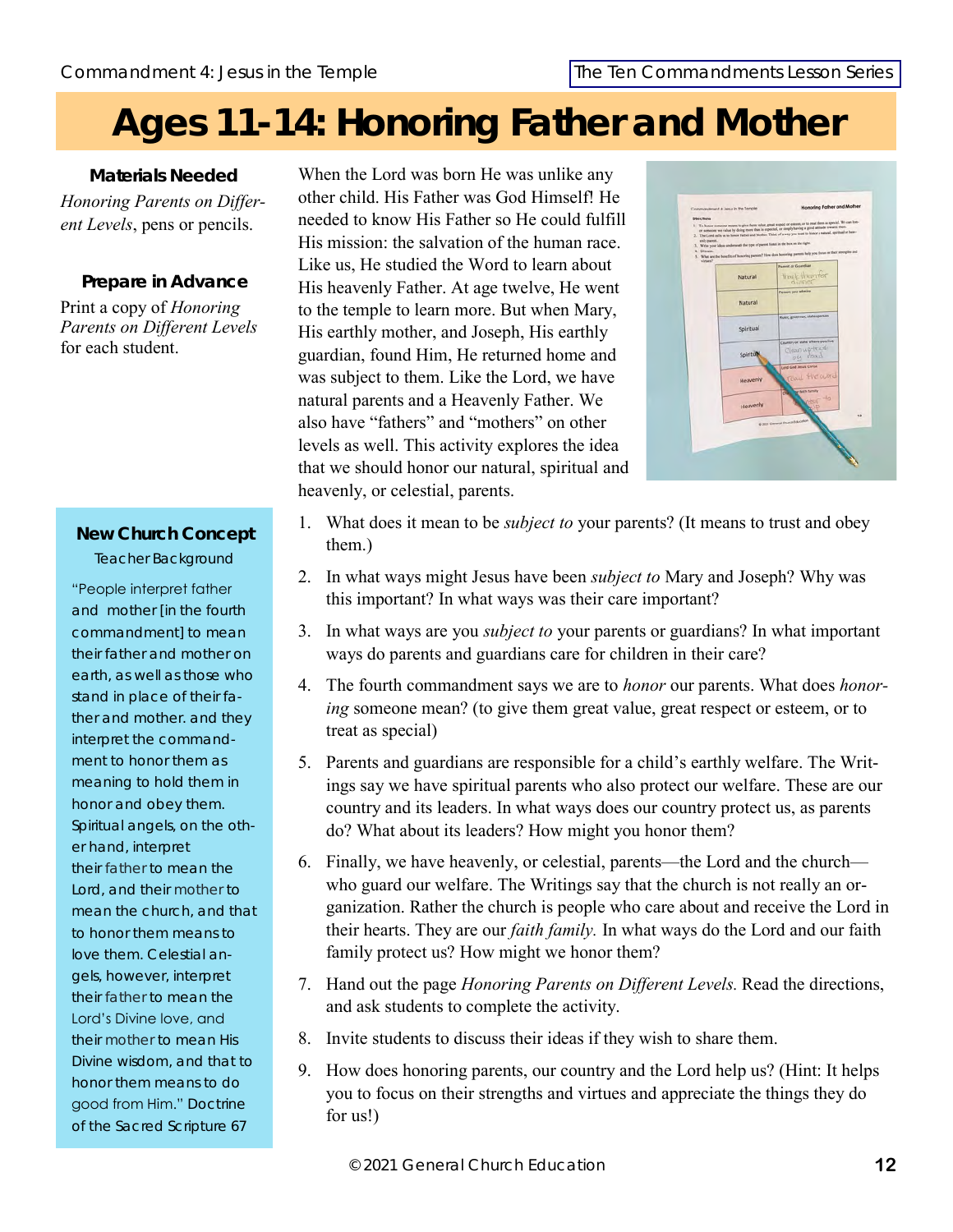# Ages 11-14: Honoring Father and Mother

**Materials Needed**

*Honoring Parents on Different Levels*, pens or pencils.

**Prepare in Advance**

Print a copy of *Honoring Parents on Different Levels* for each student.

When the Lord was born He was unlike any other child. His Father was God Himself! He needed to know His Father so He could fulfill His mission: the salvation of the human race. Like us, He studied the Word to learn about His heavenly Father. At age twelve, He went to the temple to learn more. But when Mary, His earthly mother, and Joseph, His earthly guardian, found Him, He returned home and was subject to them. Like the Lord, we have natural parents and a Heavenly Father. We also have "fathers" and "mothers" on other levels as well. This activity explores the idea that we should honor our natural, spiritual and heavenly, or celestial, parents.

1. What does it mean to be *subject to* your parents? (It means to trust and obey them.)
2. In what ways might Jesus have been *subject to* Mary and Joseph? Why was this important? In what ways was their care important?
3. In what ways are you *subject to* your parents or guardians? In what important ways do parents and guardians care for children in their care?
4. The fourth commandment says we are to *honor* our parents. What does *honoring* someone mean? (to give them great value, great respect or esteem, or to treat as special)
5. Parents and guardians are responsible for a child's earthly welfare. The Writings say we have spiritual parents who also protect our welfare. These are our country and its leaders. In what ways does our country protect us, as parents do? What about its leaders? How might you honor them?
6. Finally, we have heavenly, or celestial, parents—the Lord and the church—who guard our welfare. The Writings say that the church is not really an organization. Rather the church is people who care about and receive the Lord in their hearts. They are our *faith family.* In what ways do the Lord and our faith family protect us? How might we honor them?
7. Hand out the page *Honoring Parents on Different Levels.* Read the directions, and ask students to complete the activity.
8. Invite students to discuss their ideas if they wish to share them.
9. How does honoring parents, our country and the Lord help us? (Hint: It helps you to focus on their strengths and virtues and appreciate the things they do for us!)

**New Church Concept**

Teacher Background

"People interpret father and mother [in the fourth commandment] to mean their father and mother on earth, as well as those who stand in place of their father and mother. and they interpret the commandment to honor them as meaning to hold them in honor and obey them. Spiritual angels, on the other hand, interpret their father to mean the Lord, and their mother to mean the church, and that to honor them means to love them. Celestial angels, however, interpret their father to mean the Lord's Divine love, and their mother to mean His Divine wisdom, and that to honor them means to do good from Him." Doctrine of the Sacred Scripture 67

© 2021 General Church Education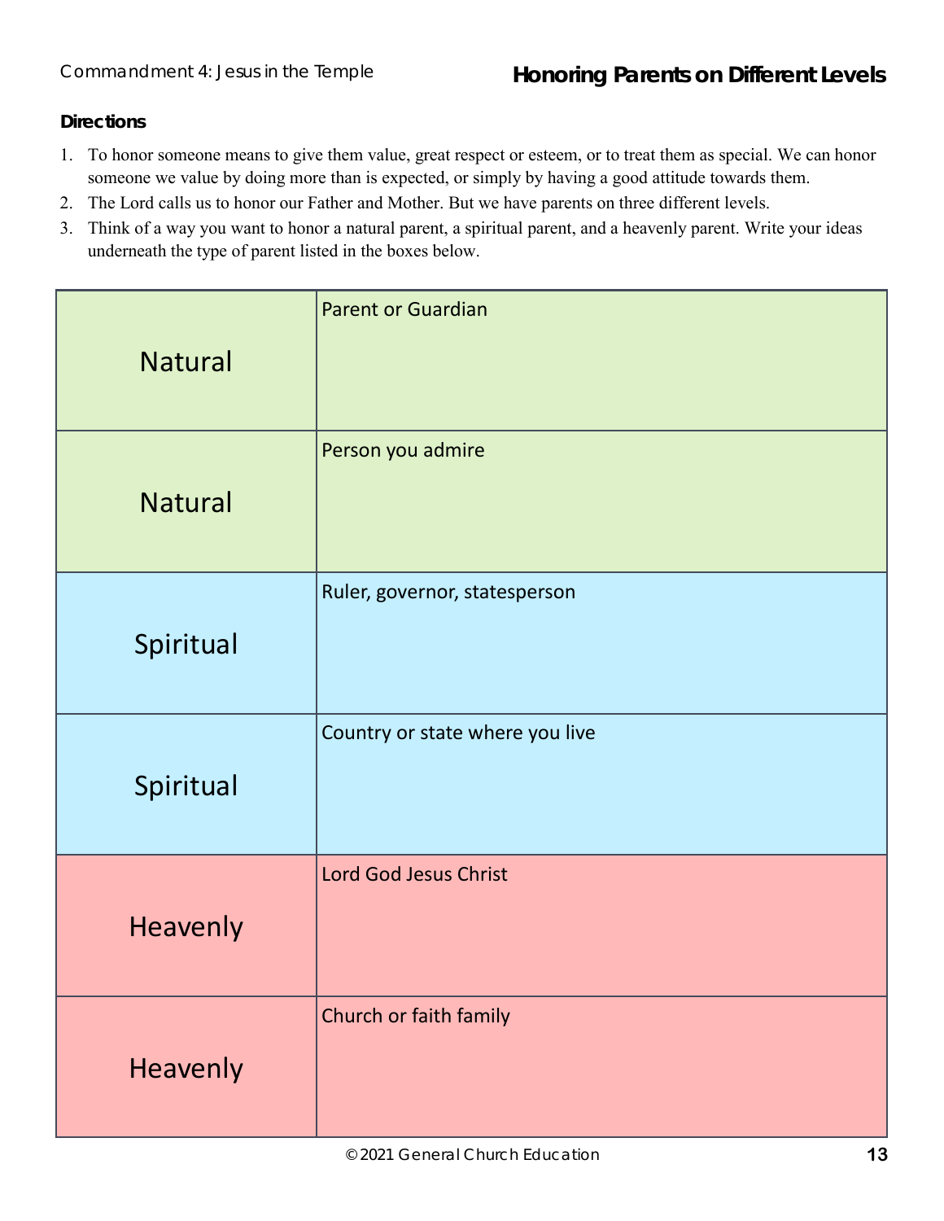Commandment 4: Jesus in the Temple

# Honoring Parents on Different Levels

**Directions**

1. To honor someone means to give them value, great respect or esteem, or to treat them as special. We can honor someone we value by doing more than is expected, or simply by having a good attitude towards them.
2. The Lord calls us to honor our Father and Mother. But we have parents on three different levels.
3. Think of a way you want to honor a natural parent, a spiritual parent, and a heavenly parent. Write your ideas underneath the type of parent listed in the boxes below.

| | |
|---|---|
| Natural | Parent or Guardian |
| Natural | Person you admire |
| Spiritual | Ruler, governor, statesperson |
| Spiritual | Country or state where you live |
| Heavenly | Lord God Jesus Christ |
| Heavenly | Church or faith family |

© 2021 General Church Education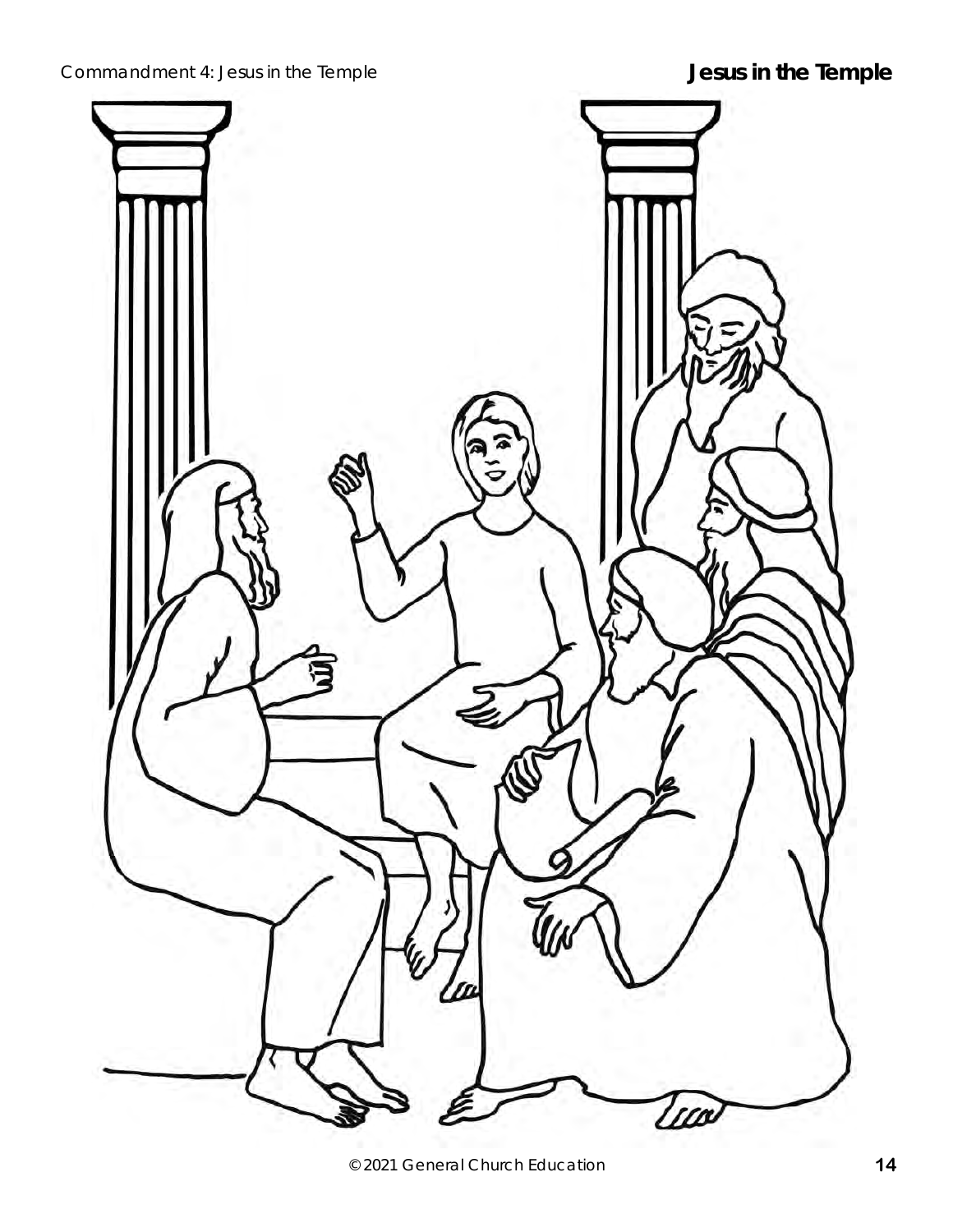# Jesus in the Temple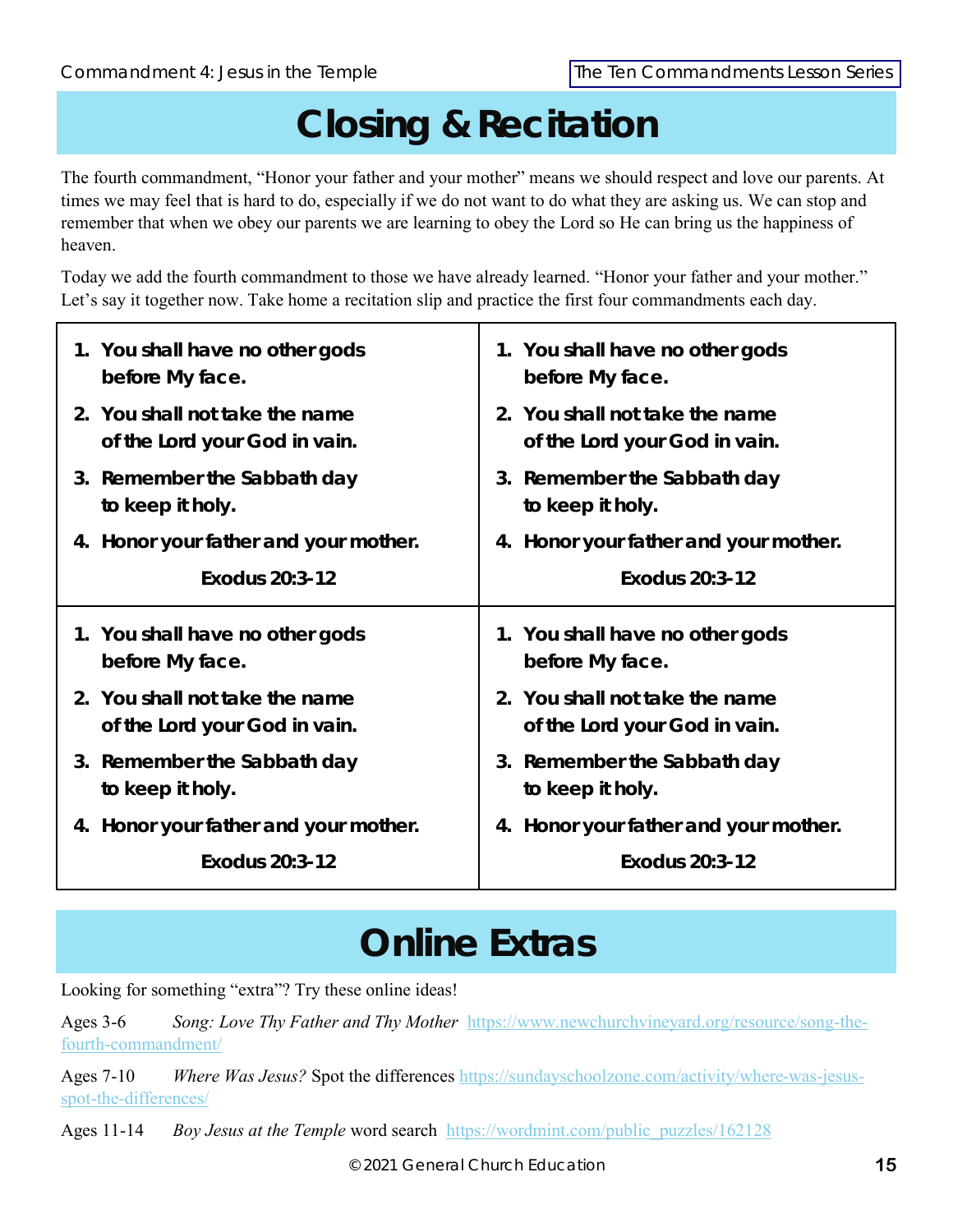# Closing & Recitation

The fourth commandment, "Honor your father and your mother" means we should respect and love our parents. At times we may feel that is hard to do, especially if we do not want to do what they are asking us. We can stop and remember that when we obey our parents we are learning to obey the Lord so He can bring us the happiness of heaven.

Today we add the fourth commandment to those we have already learned. "Honor your father and your mother." Let's say it together now. Take home a recitation slip and practice the first four commandments each day.

| | |
|---|---|
| **1. You shall have no other gods before My face.** <br> **2. You shall not take the name of the Lord your God in vain.** <br> **3. Remember the Sabbath day to keep it holy.** <br> **4. Honor your father and your mother.** <br> **Exodus 20:3-12** | **1. You shall have no other gods before My face.** <br> **2. You shall not take the name of the Lord your God in vain.** <br> **3. Remember the Sabbath day to keep it holy.** <br> **4. Honor your father and your mother.** <br> **Exodus 20:3-12** |
| **1. You shall have no other gods before My face.** <br> **2. You shall not take the name of the Lord your God in vain.** <br> **3. Remember the Sabbath day to keep it holy.** <br> **4. Honor your father and your mother.** <br> **Exodus 20:3-12** | **1. You shall have no other gods before My face.** <br> **2. You shall not take the name of the Lord your God in vain.** <br> **3. Remember the Sabbath day to keep it holy.** <br> **4. Honor your father and your mother.** <br> **Exodus 20:3-12** |

# Online Extras

Looking for something "extra"? Try these online ideas!

Ages 3-6 *Song: Love Thy Father and Thy Mother* https://www.newchurchvineyard.org/resource/song-the-fourth-commandment/

Ages 7-10 *Where Was Jesus?* Spot the differences https://sundayschoolzone.com/activity/where-was-jesus-spot-the-differences/

Ages 11-14 *Boy Jesus at the Temple* word search https://wordmint.com/public_puzzles/162128

© 2021 General Church Education